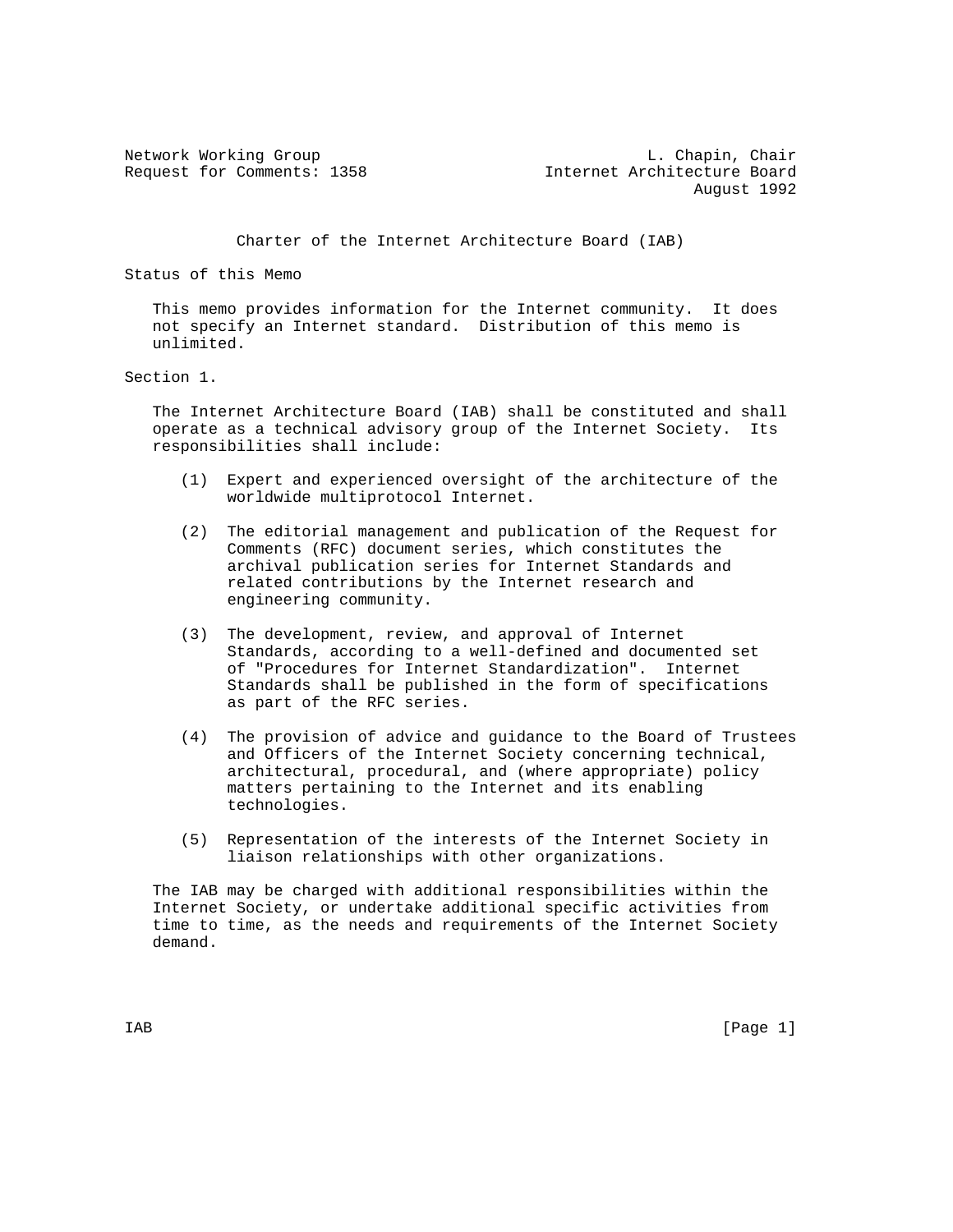Network Working Group L. Chapin, Chair
Request for Comments: 1358 Internet Architecture Board
August 1992

# Charter of the Internet Architecture Board (IAB)

## Status of this Memo

This memo provides information for the Internet community. It does not specify an Internet standard. Distribution of this memo is unlimited.

## Section 1.

The Internet Architecture Board (IAB) shall be constituted and shall operate as a technical advisory group of the Internet Society. Its responsibilities shall include:

(1) Expert and experienced oversight of the architecture of the worldwide multiprotocol Internet.

(2) The editorial management and publication of the Request for Comments (RFC) document series, which constitutes the archival publication series for Internet Standards and related contributions by the Internet research and engineering community.

(3) The development, review, and approval of Internet Standards, according to a well-defined and documented set of "Procedures for Internet Standardization". Internet Standards shall be published in the form of specifications as part of the RFC series.

(4) The provision of advice and guidance to the Board of Trustees and Officers of the Internet Society concerning technical, architectural, procedural, and (where appropriate) policy matters pertaining to the Internet and its enabling technologies.

(5) Representation of the interests of the Internet Society in liaison relationships with other organizations.

The IAB may be charged with additional responsibilities within the Internet Society, or undertake additional specific activities from time to time, as the needs and requirements of the Internet Society demand.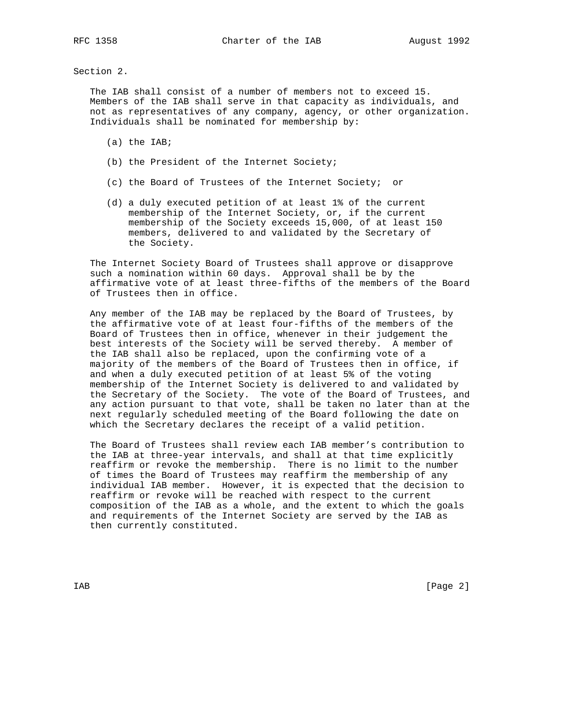Section 2.

The IAB shall consist of a number of members not to exceed 15. Members of the IAB shall serve in that capacity as individuals, and not as representatives of any company, agency, or other organization. Individuals shall be nominated for membership by:

(a) the IAB;

(b) the President of the Internet Society;

(c) the Board of Trustees of the Internet Society; or

(d) a duly executed petition of at least 1% of the current membership of the Internet Society, or, if the current membership of the Society exceeds 15,000, of at least 150 members, delivered to and validated by the Secretary of the Society.

The Internet Society Board of Trustees shall approve or disapprove such a nomination within 60 days. Approval shall be by the affirmative vote of at least three-fifths of the members of the Board of Trustees then in office.

Any member of the IAB may be replaced by the Board of Trustees, by the affirmative vote of at least four-fifths of the members of the Board of Trustees then in office, whenever in their judgement the best interests of the Society will be served thereby. A member of the IAB shall also be replaced, upon the confirming vote of a majority of the members of the Board of Trustees then in office, if and when a duly executed petition of at least 5% of the voting membership of the Internet Society is delivered to and validated by the Secretary of the Society. The vote of the Board of Trustees, and any action pursuant to that vote, shall be taken no later than at the next regularly scheduled meeting of the Board following the date on which the Secretary declares the receipt of a valid petition.

The Board of Trustees shall review each IAB member's contribution to the IAB at three-year intervals, and shall at that time explicitly reaffirm or revoke the membership. There is no limit to the number of times the Board of Trustees may reaffirm the membership of any individual IAB member. However, it is expected that the decision to reaffirm or revoke will be reached with respect to the current composition of the IAB as a whole, and the extent to which the goals and requirements of the Internet Society are served by the IAB as then currently constituted.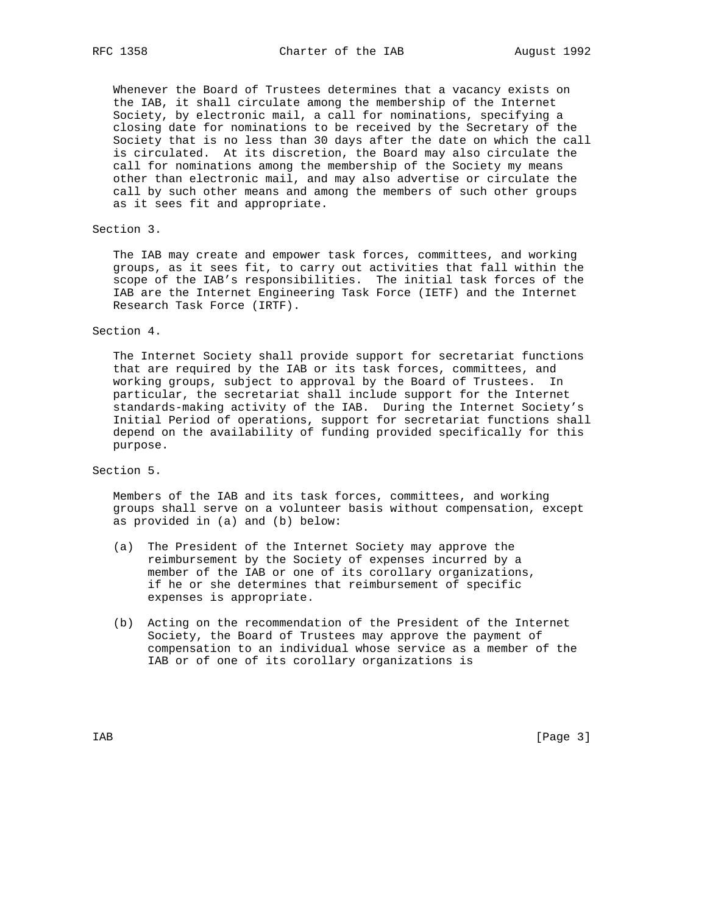Whenever the Board of Trustees determines that a vacancy exists on the IAB, it shall circulate among the membership of the Internet Society, by electronic mail, a call for nominations, specifying a closing date for nominations to be received by the Secretary of the Society that is no less than 30 days after the date on which the call is circulated. At its discretion, the Board may also circulate the call for nominations among the membership of the Society my means other than electronic mail, and may also advertise or circulate the call by such other means and among the members of such other groups as it sees fit and appropriate.

Section 3.

The IAB may create and empower task forces, committees, and working groups, as it sees fit, to carry out activities that fall within the scope of the IAB's responsibilities. The initial task forces of the IAB are the Internet Engineering Task Force (IETF) and the Internet Research Task Force (IRTF).

Section 4.

The Internet Society shall provide support for secretariat functions that are required by the IAB or its task forces, committees, and working groups, subject to approval by the Board of Trustees. In particular, the secretariat shall include support for the Internet standards-making activity of the IAB. During the Internet Society's Initial Period of operations, support for secretariat functions shall depend on the availability of funding provided specifically for this purpose.

Section 5.

Members of the IAB and its task forces, committees, and working groups shall serve on a volunteer basis without compensation, except as provided in (a) and (b) below:

(a) The President of the Internet Society may approve the reimbursement by the Society of expenses incurred by a member of the IAB or one of its corollary organizations, if he or she determines that reimbursement of specific expenses is appropriate.

(b) Acting on the recommendation of the President of the Internet Society, the Board of Trustees may approve the payment of compensation to an individual whose service as a member of the IAB or of one of its corollary organizations is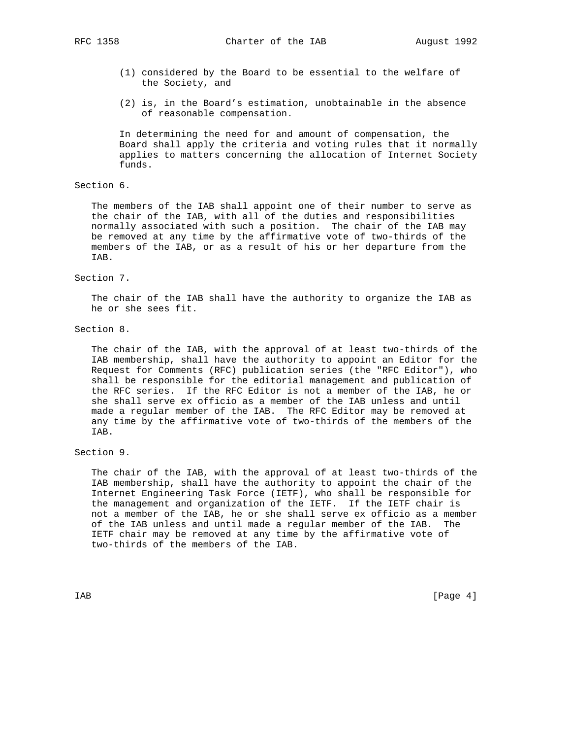(1) considered by the Board to be essential to the welfare of the Society, and

(2) is, in the Board's estimation, unobtainable in the absence of reasonable compensation.

In determining the need for and amount of compensation, the Board shall apply the criteria and voting rules that it normally applies to matters concerning the allocation of Internet Society funds.

Section 6.

The members of the IAB shall appoint one of their number to serve as the chair of the IAB, with all of the duties and responsibilities normally associated with such a position. The chair of the IAB may be removed at any time by the affirmative vote of two-thirds of the members of the IAB, or as a result of his or her departure from the IAB.

Section 7.

The chair of the IAB shall have the authority to organize the IAB as he or she sees fit.

Section 8.

The chair of the IAB, with the approval of at least two-thirds of the IAB membership, shall have the authority to appoint an Editor for the Request for Comments (RFC) publication series (the "RFC Editor"), who shall be responsible for the editorial management and publication of the RFC series. If the RFC Editor is not a member of the IAB, he or she shall serve ex officio as a member of the IAB unless and until made a regular member of the IAB. The RFC Editor may be removed at any time by the affirmative vote of two-thirds of the members of the IAB.

Section 9.

The chair of the IAB, with the approval of at least two-thirds of the IAB membership, shall have the authority to appoint the chair of the Internet Engineering Task Force (IETF), who shall be responsible for the management and organization of the IETF. If the IETF chair is not a member of the IAB, he or she shall serve ex officio as a member of the IAB unless and until made a regular member of the IAB. The IETF chair may be removed at any time by the affirmative vote of two-thirds of the members of the IAB.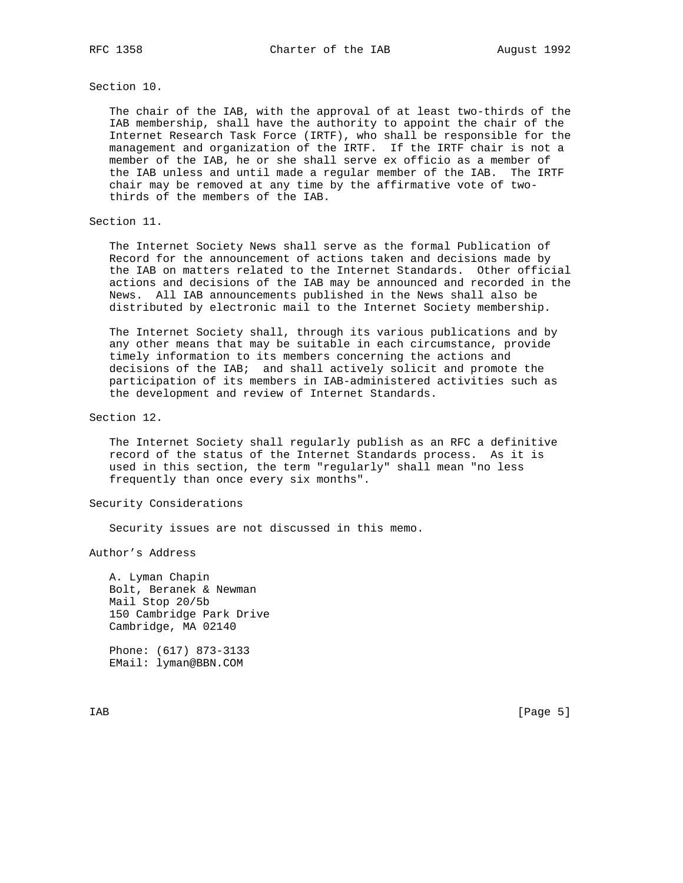## Section 10.

The chair of the IAB, with the approval of at least two-thirds of the IAB membership, shall have the authority to appoint the chair of the Internet Research Task Force (IRTF), who shall be responsible for the management and organization of the IRTF. If the IRTF chair is not a member of the IAB, he or she shall serve ex officio as a member of the IAB unless and until made a regular member of the IAB. The IRTF chair may be removed at any time by the affirmative vote of two-thirds of the members of the IAB.

## Section 11.

The Internet Society News shall serve as the formal Publication of Record for the announcement of actions taken and decisions made by the IAB on matters related to the Internet Standards. Other official actions and decisions of the IAB may be announced and recorded in the News. All IAB announcements published in the News shall also be distributed by electronic mail to the Internet Society membership.

The Internet Society shall, through its various publications and by any other means that may be suitable in each circumstance, provide timely information to its members concerning the actions and decisions of the IAB; and shall actively solicit and promote the participation of its members in IAB-administered activities such as the development and review of Internet Standards.

## Section 12.

The Internet Society shall regularly publish as an RFC a definitive record of the status of the Internet Standards process. As it is used in this section, the term "regularly" shall mean "no less frequently than once every six months".

## Security Considerations

Security issues are not discussed in this memo.

## Author's Address

A. Lyman Chapin
Bolt, Beranek & Newman
Mail Stop 20/5b
150 Cambridge Park Drive
Cambridge, MA 02140

Phone: (617) 873-3133
EMail: lyman@BBN.COM